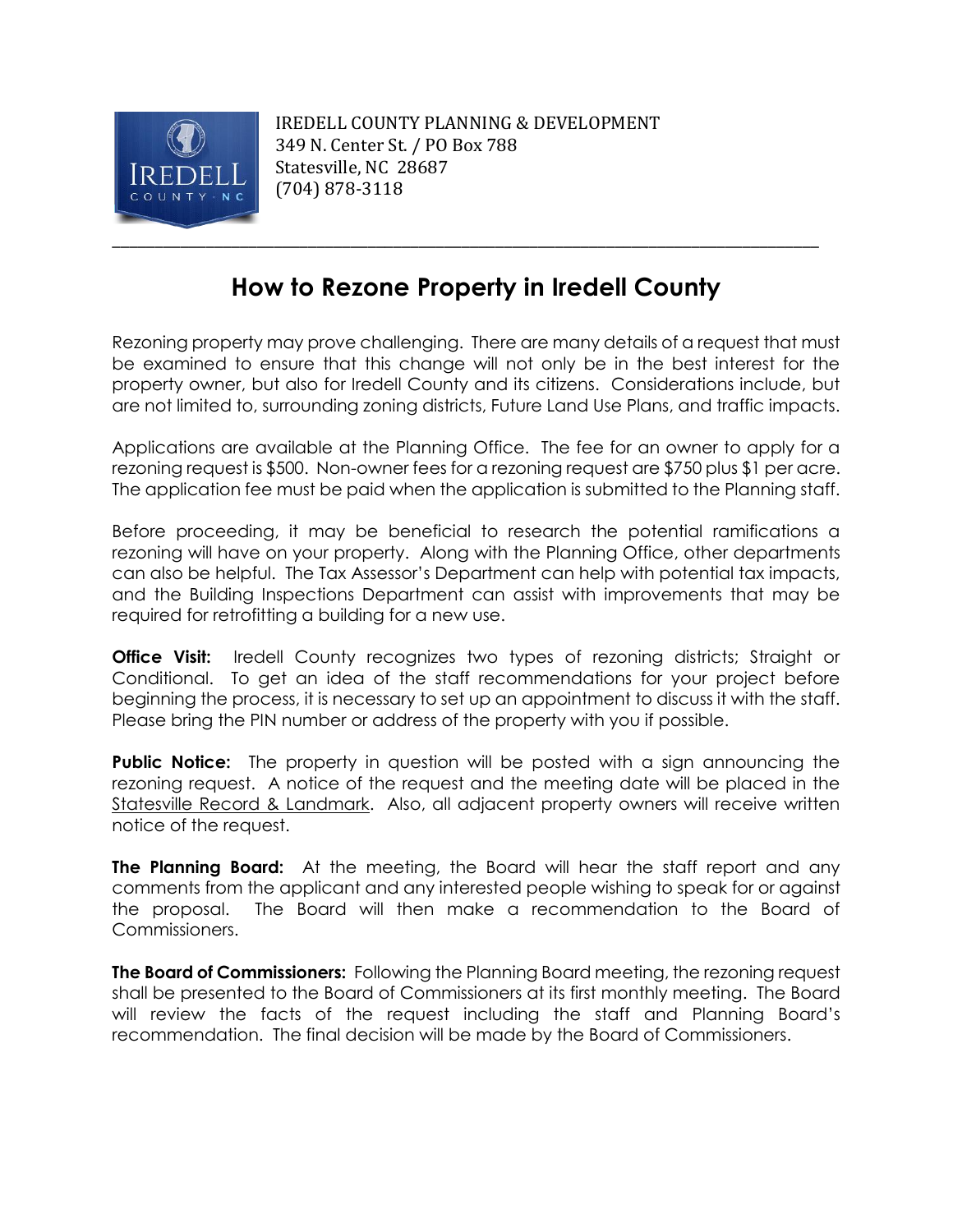IREDELL COUNTY PLANNING & DEVELOPMENT
349 N. Center St. / PO Box 788
Statesville, NC 28687
(704) 878-3118

---

# How to Rezone Property in Iredell County

Rezoning property may prove challenging. There are many details of a request that must be examined to ensure that this change will not only be in the best interest for the property owner, but also for Iredell County and its citizens. Considerations include, but are not limited to, surrounding zoning districts, Future Land Use Plans, and traffic impacts.

Applications are available at the Planning Office. The fee for an owner to apply for a rezoning request is $500. Non-owner fees for a rezoning request are $750 plus $1 per acre. The application fee must be paid when the application is submitted to the Planning staff.

Before proceeding, it may be beneficial to research the potential ramifications a rezoning will have on your property. Along with the Planning Office, other departments can also be helpful. The Tax Assessor's Department can help with potential tax impacts, and the Building Inspections Department can assist with improvements that may be required for retrofitting a building for a new use.

**Office Visit:** Iredell County recognizes two types of rezoning districts; Straight or Conditional. To get an idea of the staff recommendations for your project before beginning the process, it is necessary to set up an appointment to discuss it with the staff. Please bring the PIN number or address of the property with you if possible.

**Public Notice:** The property in question will be posted with a sign announcing the rezoning request. A notice of the request and the meeting date will be placed in the Statesville Record & Landmark. Also, all adjacent property owners will receive written notice of the request.

**The Planning Board:** At the meeting, the Board will hear the staff report and any comments from the applicant and any interested people wishing to speak for or against the proposal. The Board will then make a recommendation to the Board of Commissioners.

**The Board of Commissioners:** Following the Planning Board meeting, the rezoning request shall be presented to the Board of Commissioners at its first monthly meeting. The Board will review the facts of the request including the staff and Planning Board's recommendation. The final decision will be made by the Board of Commissioners.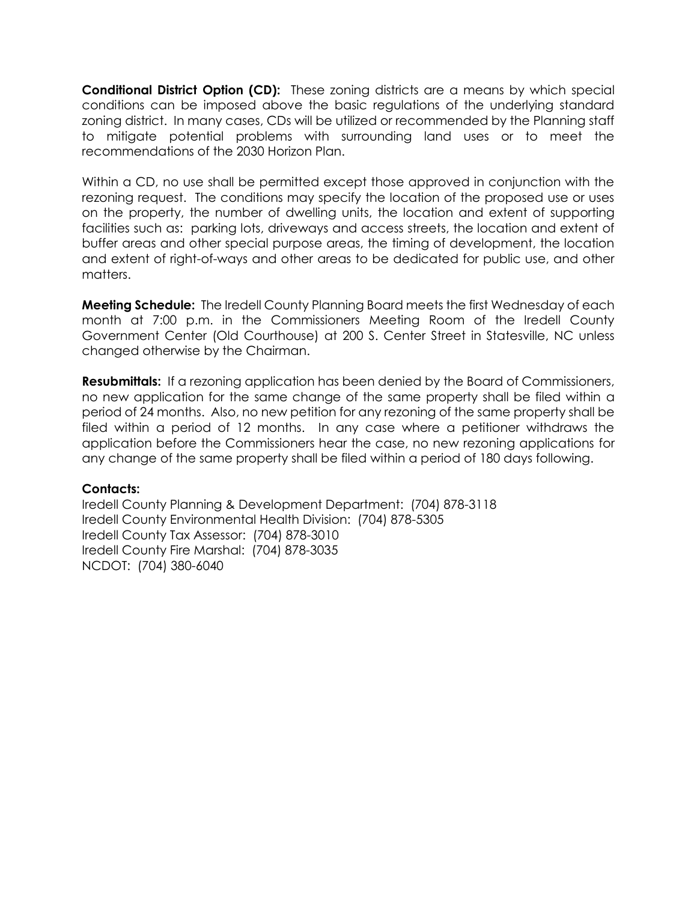**Conditional District Option (CD):** These zoning districts are a means by which special conditions can be imposed above the basic regulations of the underlying standard zoning district. In many cases, CDs will be utilized or recommended by the Planning staff to mitigate potential problems with surrounding land uses or to meet the recommendations of the 2030 Horizon Plan.

Within a CD, no use shall be permitted except those approved in conjunction with the rezoning request. The conditions may specify the location of the proposed use or uses on the property, the number of dwelling units, the location and extent of supporting facilities such as: parking lots, driveways and access streets, the location and extent of buffer areas and other special purpose areas, the timing of development, the location and extent of right-of-ways and other areas to be dedicated for public use, and other matters.

**Meeting Schedule:** The Iredell County Planning Board meets the first Wednesday of each month at 7:00 p.m. in the Commissioners Meeting Room of the Iredell County Government Center (Old Courthouse) at 200 S. Center Street in Statesville, NC unless changed otherwise by the Chairman.

**Resubmittals:** If a rezoning application has been denied by the Board of Commissioners, no new application for the same change of the same property shall be filed within a period of 24 months. Also, no new petition for any rezoning of the same property shall be filed within a period of 12 months. In any case where a petitioner withdraws the application before the Commissioners hear the case, no new rezoning applications for any change of the same property shall be filed within a period of 180 days following.

**Contacts:**
Iredell County Planning & Development Department: (704) 878-3118
Iredell County Environmental Health Division: (704) 878-5305
Iredell County Tax Assessor: (704) 878-3010
Iredell County Fire Marshal: (704) 878-3035
NCDOT: (704) 380-6040